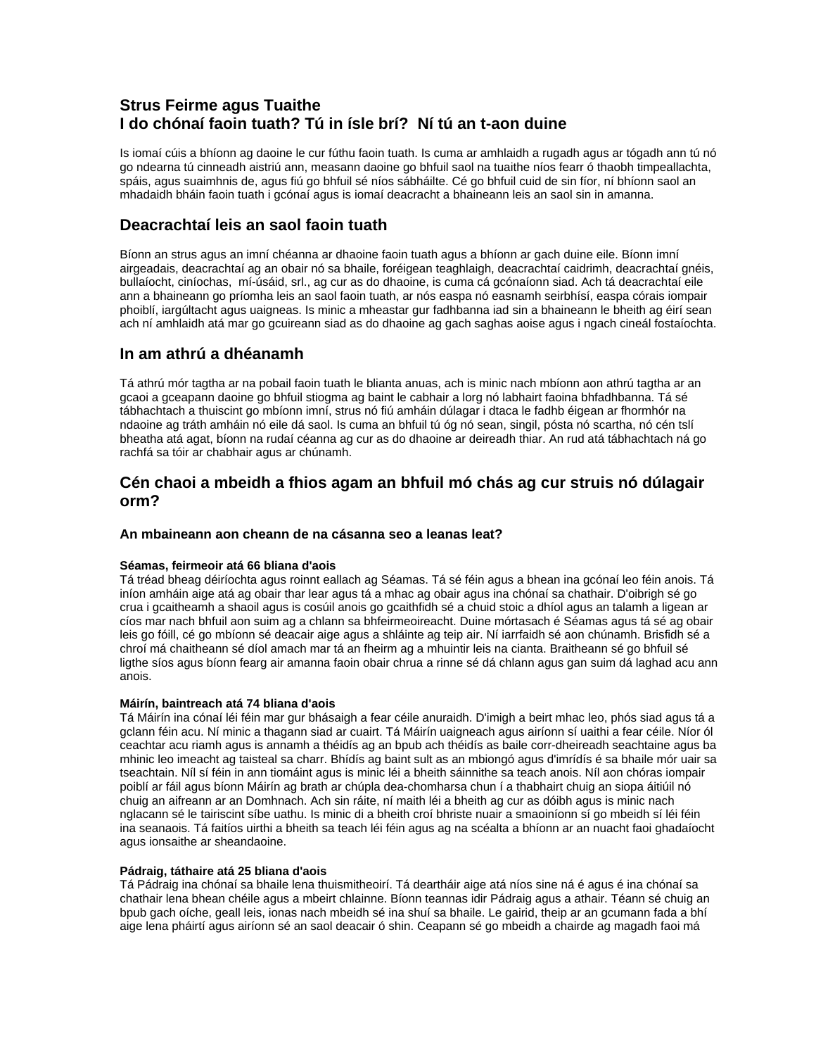# Strus Feirme agus Tuaithe
# I do chónaí faoin tuath? Tú in ísle brí? Ní tú an t-aon duine

Is iomaí cúis a bhíonn ag daoine le cur fúthu faoin tuath. Is cuma ar amhlaidh a rugadh agus ar tógadh ann tú nó go ndearna tú cinneadh aistriú ann, measann daoine go bhfuil saol na tuaithe níos fearr ó thaobh timpeallachta, spáis, agus suaimhnis de, agus fiú go bhfuil sé níos sábháilte. Cé go bhfuil cuid de sin fíor, ní bhíonn saol an mhadaidh bháin faoin tuath i gcónaí agus is iomaí deacracht a bhaineann leis an saol sin in amanna.

## Deacrachtaí leis an saol faoin tuath

Bíonn an strus agus an imní chéanna ar dhaoine faoin tuath agus a bhíonn ar gach duine eile. Bíonn imní airgeadais, deacrachtaí ag an obair nó sa bhaile, foréigean teaghlaigh, deacrachtaí caidrimh, deacrachtaí gnéis, bullaíocht, ciníochas, mí-úsáid, srl., ag cur as do dhaoine, is cuma cá gcónaíonn siad. Ach tá deacrachtaí eile ann a bhaineann go príomha leis an saol faoin tuath, ar nós easpa nó easnamh seirbhísí, easpa córais iompair phoiblí, iargúltacht agus uaigneas. Is minic a mheastar gur fadhbanna iad sin a bhaineann le bheith ag éirí sean ach ní amhlaidh atá mar go gcuireann siad as do dhaoine ag gach saghas aoise agus i ngach cineál fostaíochta.

## In am athrú a dhéanamh

Tá athrú mór tagtha ar na pobail faoin tuath le blianta anuas, ach is minic nach mbíonn aon athrú tagtha ar an gcaoi a gceapann daoine go bhfuil stiogma ag baint le cabhair a lorg nó labhairt faoina bhfadhbanna. Tá sé tábhachtach a thuiscint go mbíonn imní, strus nó fiú amháin dúlagar i dtaca le fadhb éigean ar fhormhór na ndaoine ag tráth amháin nó eile dá saol. Is cuma an bhfuil tú óg nó sean, singil, pósta nó scartha, nó cén tslí bheatha atá agat, bíonn na rudaí céanna ag cur as do dhaoine ar deireadh thiar. An rud atá tábhachtach ná go rachfá sa tóir ar chabhair agus ar chúnamh.

## Cén chaoi a mbeidh a fhios agam an bhfuil mó chás ag cur struis nó dúlagair orm?

### An mbaineann aon cheann de na cásanna seo a leanas leat?

**Séamas, feirmeoir atá 66 bliana d'aois**
Tá tréad bheag déiríochta agus roinnt eallach ag Séamas. Tá sé féin agus a bhean ina gcónaí leo féin anois. Tá iníon amháin aige atá ag obair thar lear agus tá a mhac ag obair agus ina chónaí sa chathair. D'oibrigh sé go crua i gcaitheamh a shaoil agus is cosúil anois go gcaithfidh sé a chuid stoic a dhíol agus an talamh a ligean ar cíos mar nach bhfuil aon suim ag a chlann sa bhfeirmeoireacht. Duine mórtasach é Séamas agus tá sé ag obair leis go fóill, cé go mbíonn sé deacair aige agus a shláinte ag teip air. Ní iarrfaidh sé aon chúnamh. Brisfidh sé a chroí má chaitheann sé díol amach mar tá an fheirm ag a mhuintir leis na cianta. Braitheann sé go bhfuil sé ligthe síos agus bíonn fearg air amanna faoin obair chrua a rinne sé dá chlann agus gan suim dá laghad acu ann anois.

**Máirín, baintreach atá 74 bliana d'aois**
Tá Máirín ina cónaí léi féin mar gur bhásaigh a fear céile anuraidh. D'imigh a beirt mhac leo, phós siad agus tá a gclann féin acu. Ní minic a thagann siad ar cuairt. Tá Máirín uaigneach agus airíonn sí uaithi a fear céile. Níor ól ceachtar acu riamh agus is annamh a théidís ag an bpub ach théidís as baile corr-dheireadh seachtaine agus ba mhinic leo imeacht ag taisteal sa charr. Bhídís ag baint sult as an mbiongó agus d'imrídís é sa bhaile mór uair sa tseachtain. Níl sí féin in ann tiomáint agus is minic léi a bheith sáinnithe sa teach anois. Níl aon chóras iompair poiblí ar fáil agus bíonn Máirín ag brath ar chúpla dea-chomharsa chun í a thabhairt chuig an siopa áitiúil nó chuig an aifreann ar an Domhnach. Ach sin ráite, ní maith léi a bheith ag cur as dóibh agus is minic nach nglacann sé le tairiscint síbe uathu. Is minic di a bheith croí bhriste nuair a smaoiníonn sí go mbeidh sí léi féin ina seanaois. Tá faitíos uirthi a bheith sa teach léi féin agus ag na scéalta a bhíonn ar an nuacht faoi ghadaíocht agus ionsaithe ar sheandaoine.

**Pádraig, táthaire atá 25 bliana d'aois**
Tá Pádraig ina chónaí sa bhaile lena thuismitheoirí. Tá deartháir aige atá níos sine ná é agus é ina chónaí sa chathair lena bhean chéile agus a mbeirt chlainne. Bíonn teannas idir Pádraig agus a athair. Téann sé chuig an bpub gach oíche, geall leis, ionas nach mbeidh sé ina shuí sa bhaile. Le gairid, theip ar an gcumann fada a bhí aige lena pháirtí agus airíonn sé an saol deacair ó shin. Ceapann sé go mbeidh a chairde ag magadh faoi má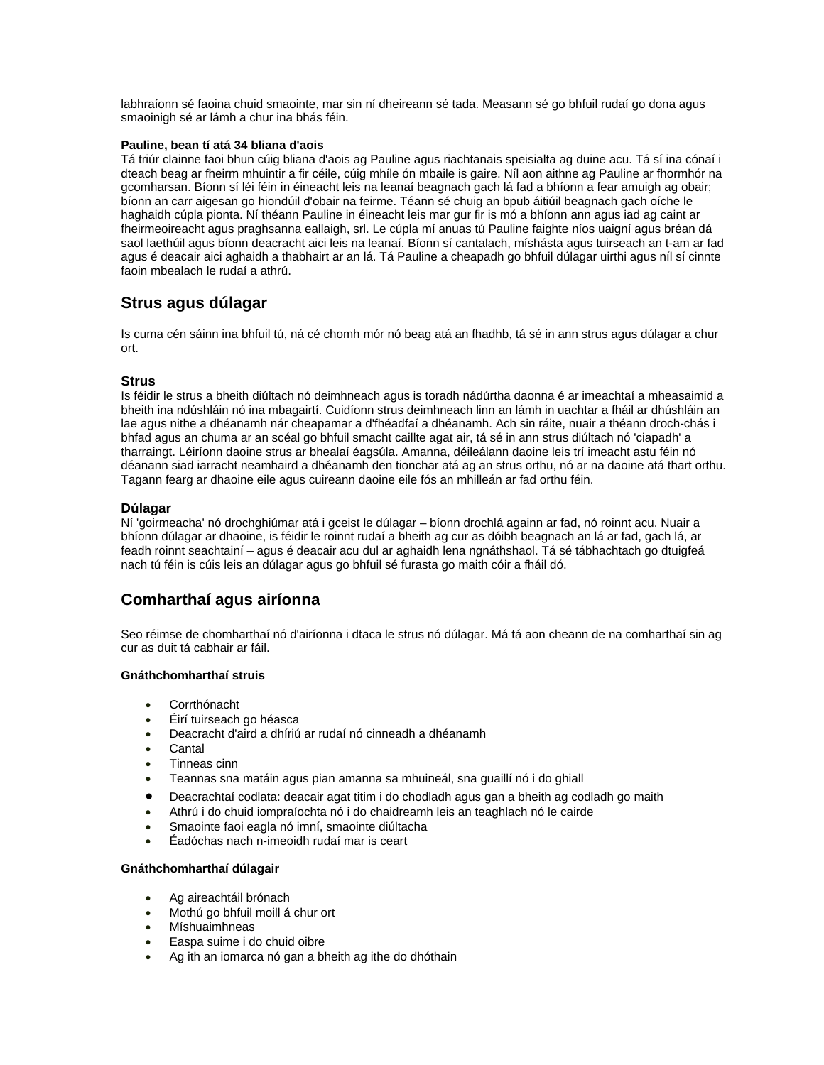labhraíonn sé faoina chuid smaointe, mar sin ní dheireann sé tada. Measann sé go bhfuil rudaí go dona agus smaoinigh sé ar lámh a chur ina bhás féin.

**Pauline, bean tí atá 34 bliana d'aois**

Tá triúr clainne faoi bhun cúig bliana d'aois ag Pauline agus riachtanais speisialta ag duine acu. Tá sí ina cónaí i dteach beag ar fheirm mhuintir a fir céile, cúig mhíle ón mbaile is gaire. Níl aon aithne ag Pauline ar fhormhór na gcomharsan. Bíonn sí léi féin in éineacht leis na leanaí beagnach gach lá fad a bhíonn a fear amuigh ag obair; bíonn an carr aigesan go hiondúil d'obair na feirme. Téann sé chuig an bpub áitiúil beagnach gach oíche le haghaidh cúpla pionta. Ní théann Pauline in éineacht leis mar gur fir is mó a bhíonn ann agus iad ag caint ar fheirmeoireacht agus praghsanna eallaigh, srl. Le cúpla mí anuas tú Pauline faighte níos uaigní agus bréan dá saol laethúil agus bíonn deacracht aici leis na leanaí. Bíonn sí cantalach, míshásta agus tuirseach an t-am ar fad agus é deacair aici aghaidh a thabhairt ar an lá. Tá Pauline a cheapadh go bhfuil dúlagar uirthi agus níl sí cinnte faoin mbealach le rudaí a athrú.

## Strus agus dúlagar

Is cuma cén sáinn ina bhfuil tú, ná cé chomh mór nó beag atá an fhadhb, tá sé in ann strus agus dúlagar a chur ort.

### Strus

Is féidir le strus a bheith diúltach nó deimhneach agus is toradh nádúrtha daonna é ar imeachtaí a mheasaimid a bheith ina ndúshláin nó ina mbagairtí. Cuidíonn strus deimhneach linn an lámh in uachtar a fháil ar dhúshláin an lae agus nithe a dhéanamh nár cheapamar a d'fhéadfaí a dhéanamh. Ach sin ráite, nuair a théann droch-chás i bhfad agus an chuma ar an scéal go bhfuil smacht caillte agat air, tá sé in ann strus diúltach nó 'ciapadh' a tharraingt. Léiríonn daoine strus ar bhealaí éagsúla. Amanna, déileálann daoine leis trí imeacht astu féin nó déanann siad iarracht neamhaird a dhéanamh den tionchar atá ag an strus orthu, nó ar na daoine atá thart orthu. Tagann fearg ar dhaoine eile agus cuireann daoine eile fós an mhilleán ar fad orthu féin.

### Dúlagar

Ní 'goirmeacha' nó drochghiúmar atá i gceist le dúlagar – bíonn drochlá againn ar fad, nó roinnt acu. Nuair a bhíonn dúlagar ar dhaoine, is féidir le roinnt rudaí a bheith ag cur as dóibh beagnach an lá ar fad, gach lá, ar feadh roinnt seachtainí – agus é deacair acu dul ar aghaidh lena ngnáthshaol. Tá sé tábhachtach go dtuigfeá nach tú féin is cúis leis an dúlagar agus go bhfuil sé furasta go maith cóir a fháil dó.

## Comharthaí agus airíonna

Seo réimse de chomharthaí nó d'airíonna i dtaca le strus nó dúlagar. Má tá aon cheann de na comharthaí sin ag cur as duit tá cabhair ar fáil.

**Gnáthchomharthaí struis**

- Corrthónacht
- Éirí tuirseach go héasca
- Deacracht d'aird a dhíriú ar rudaí nó cinneadh a dhéanamh
- Cantal
- Tinneas cinn
- Teannas sna matáin agus pian amanna sa mhuineál, sna guaillí nó i do ghiall
- Deacrachtaí codlata: deacair agat titim i do chodladh agus gan a bheith ag codladh go maith
- Athrú i do chuid iompraíochta nó i do chaidreamh leis an teaghlach nó le cairde
- Smaointe faoi eagla nó imní, smaointe diúltacha
- Éadóchas nach n-imeoidh rudaí mar is ceart

**Gnáthchomharthaí dúlagair**

- Ag aireachtáil brónach
- Mothú go bhfuil moill á chur ort
- Míshuaimhneas
- Easpa suime i do chuid oibre
- Ag ith an iomarca nó gan a bheith ag ithe do dhóthain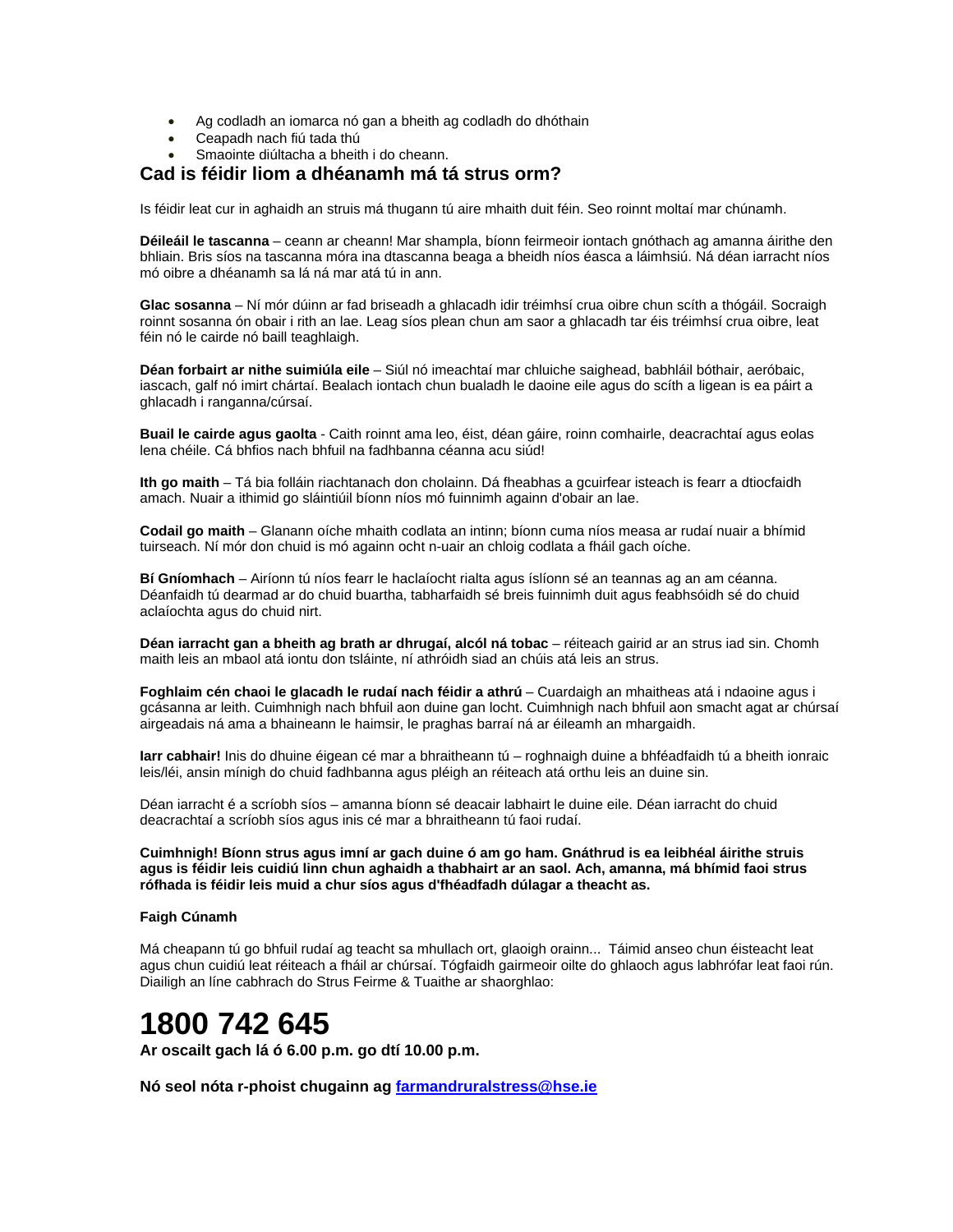- Ag codladh an iomarca nó gan a bheith ag codladh do dhóthain
- Ceapadh nach fiú tada thú
- Smaointe diúltacha a bheith i do cheann.

## Cad is féidir liom a dhéanamh má tá strus orm?

Is féidir leat cur in aghaidh an struis má thugann tú aire mhaith duit féin. Seo roinnt moltaí mar chúnamh.

**Déileáil le tascanna** – ceann ar cheann! Mar shampla, bíonn feirmeoir iontach gnóthach ag amanna áirithe den bhliain. Bris síos na tascanna móra ina dtascanna beaga a bheidh níos éasca a láimhsiú. Ná déan iarracht níos mó oibre a dhéanamh sa lá ná mar atá tú in ann.

**Glac sosanna** – Ní mór dúinn ar fad briseadh a ghlacadh idir tréimhsí crua oibre chun scíth a thógáil. Socraigh roinnt sosanna ón obair i rith an lae. Leag síos plean chun am saor a ghlacadh tar éis tréimhsí crua oibre, leat féin nó le cairde nó baill teaghlaigh.

**Déan forbairt ar nithe suimiúla eile** – Siúl nó imeachtaí mar chluiche saighead, babhláil bóthair, aeróbaic, iascach, galf nó imirt chártaí. Bealach iontach chun bualadh le daoine eile agus do scíth a ligean is ea páirt a ghlacadh i ranganna/cúrsaí.

**Buail le cairde agus gaolta** - Caith roinnt ama leo, éist, déan gáire, roinn comhairle, deacrachtaí agus eolas lena chéile. Cá bhfios nach bhfuil na fadhbanna céanna acu siúd!

**Ith go maith** – Tá bia folláin riachtanach don cholainn. Dá fheabhas a gcuirfear isteach is fearr a dtiocfaidh amach. Nuair a ithimid go sláintiúil bíonn níos mó fuinnimh againn d'obair an lae.

**Codail go maith** – Glanann oíche mhaith codlata an intinn; bíonn cuma níos measa ar rudaí nuair a bhímid tuirseach. Ní mór don chuid is mó againn ocht n-uair an chloig codlata a fháil gach oíche.

**Bí Gníomhach** – Airíonn tú níos fearr le haclaíocht rialta agus íslíonn sé an teannas ag an am céanna. Déanfaidh tú dearmad ar do chuid buartha, tabharfaidh sé breis fuinnimh duit agus feabhsóidh sé do chuid aclaíochta agus do chuid nirt.

**Déan iarracht gan a bheith ag brath ar dhrugaí, alcól ná tobac** – réiteach gairid ar an strus iad sin. Chomh maith leis an mbaol atá iontu don tsláinte, ní athróidh siad an chúis atá leis an strus.

**Foghlaim cén chaoi le glacadh le rudaí nach féidir a athrú** – Cuardaigh an mhaitheas atá i ndaoine agus i gcásanna ar leith. Cuimhnigh nach bhfuil aon duine gan locht. Cuimhnigh nach bhfuil aon smacht agat ar chúrsaí airgeadais ná ama a bhaineann le haimsir, le praghas barraí ná ar éileamh an mhargaidh.

**Iarr cabhair!** Inis do dhuine éigean cé mar a bhraitheann tú – roghnaigh duine a bhféadfaidh tú a bheith ionraic leis/léi, ansin mínigh do chuid fadhbanna agus pléigh an réiteach atá orthu leis an duine sin.

Déan iarracht é a scríobh síos – amanna bíonn sé deacair labhairt le duine eile. Déan iarracht do chuid deacrachtaí a scríobh síos agus inis cé mar a bhraitheann tú faoi rudaí.

**Cuimhnigh! Bíonn strus agus imní ar gach duine ó am go ham. Gnáthrud is ea leibhéal áirithe struis agus is féidir leis cuidiú linn chun aghaidh a thabhairt ar an saol. Ach, amanna, má bhímid faoi strus rófhada is féidir leis muid a chur síos agus d'fhéadfadh dúlagar a theacht as.**

**Faigh Cúnamh**

Má cheapann tú go bhfuil rudaí ag teacht sa mhullach ort, glaoigh orainn... Táimid anseo chun éisteacht leat agus chun cuidiú leat réiteach a fháil ar chúrsaí. Tógfaidh gairmeoir oilte do ghlaoch agus labhrófar leat faoi rún. Diailigh an líne cabhrach do Strus Feirme & Tuaithe ar shaorghlao:

# 1800 742 645

**Ar oscailt gach lá ó 6.00 p.m. go dtí 10.00 p.m.**

**Nó seol nóta r-phoist chugainn ag farmandruralstress@hse.ie**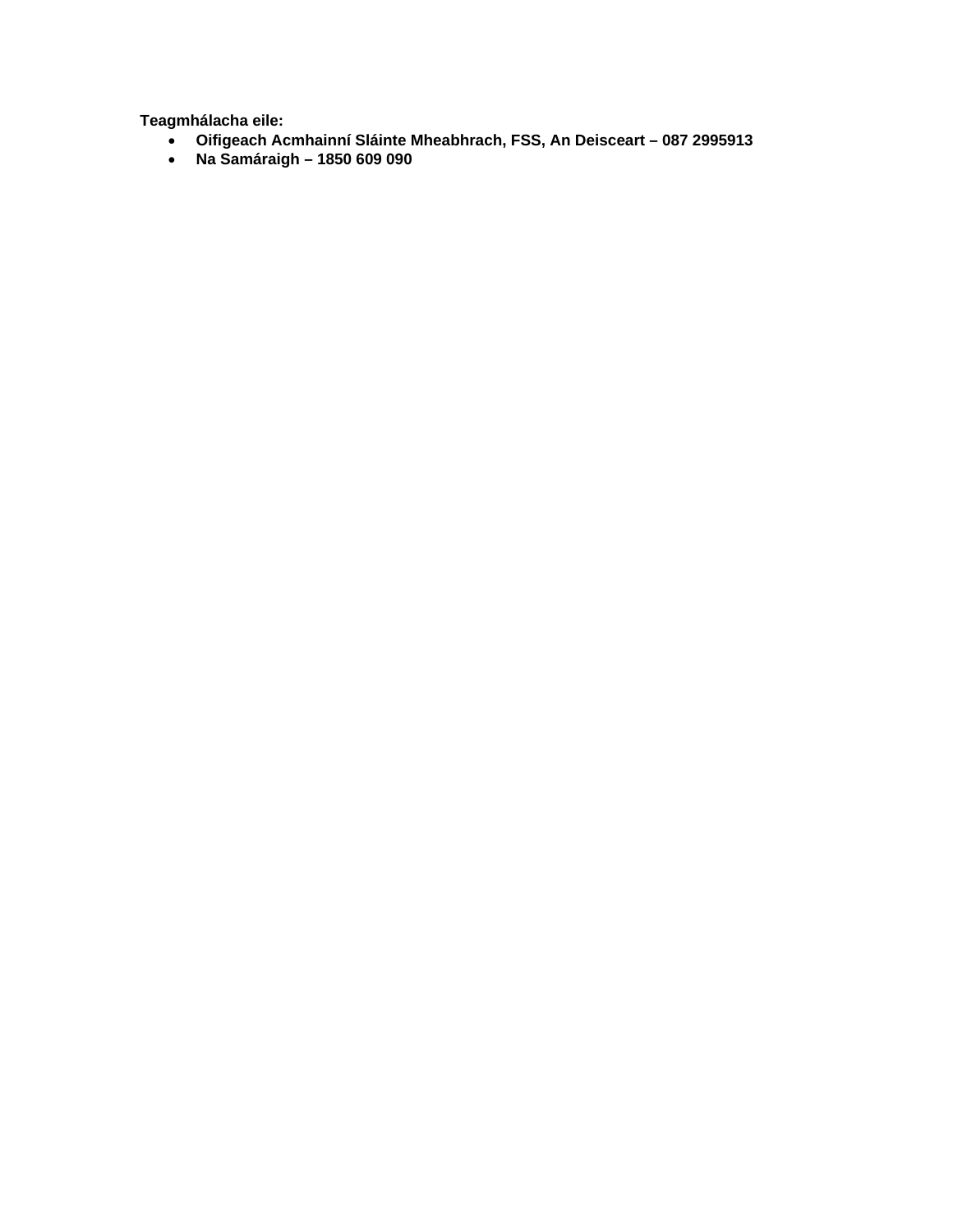**Teagmhálacha eile:**

- **Oifigeach Acmhainní Sláinte Mheabhrach, FSS, An Deisceart – 087 2995913**
- **Na Samáraigh – 1850 609 090**